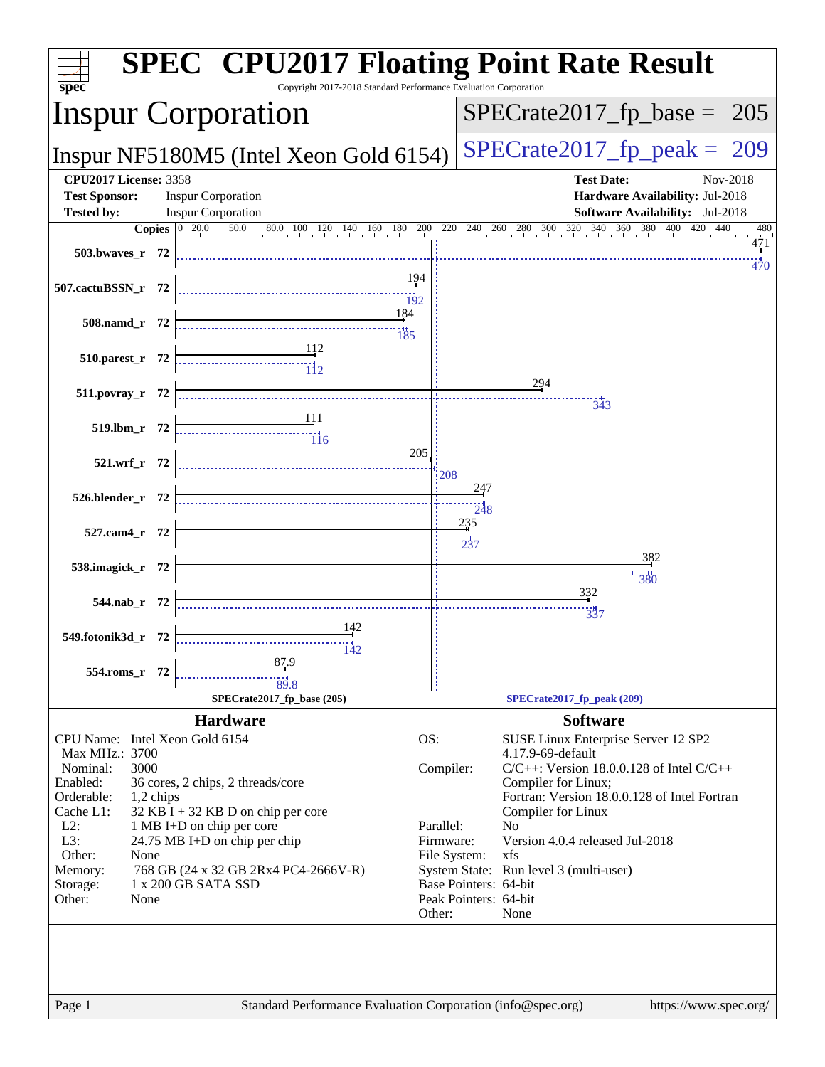# SPEC CPU2017 Floating Point Rate Result

Copyright 2017-2018 Standard Performance Evaluation Corporation

## Inspur Corporation

**Inspur NF5180M5 (Intel Xeon Gold 6154)**

SPECrate2017_fp_base = 205

SPECrate2017_fp_peak = 209

| | | | |
|---|---|---|---|
| **CPU2017 License:** | 3358 | **Test Date:** | Nov-2018 |
| **Test Sponsor:** | Inspur Corporation | **Hardware Availability:** | Jul-2018 |
| **Tested by:** | Inspur Corporation | **Software Availability:** | Jul-2018 |

| Benchmark | Copies | Base | Peak |
|---|---|---|---|
| 503.bwaves_r | 72 | 471 | 470 |
| 507.cactuBSSN_r | 72 | 194 | 192 |
| 508.namd_r | 72 | 184 | 185 |
| 510.parest_r | 72 | 112 | 112 |
| 511.povray_r | 72 | 294 | 343 |
| 519.lbm_r | 72 | 111 | 116 |
| 521.wrf_r | 72 | 205 | 208 |
| 526.blender_r | 72 | 247 | 248 |
| 527.cam4_r | 72 | 235 | 237 |
| 538.imagick_r | 72 | 382 | 380 |
| 544.nab_r | 72 | 332 | 337 |
| 549.fotonik3d_r | 72 | 142 | 142 |
| 554.roms_r | 72 | 87.9 | 89.8 |

SPECrate2017_fp_base (205) — SPECrate2017_fp_peak (209)

## Hardware

| | |
|---|---|
| CPU Name: | Intel Xeon Gold 6154 |
| Max MHz.: | 3700 |
| Nominal: | 3000 |
| Enabled: | 36 cores, 2 chips, 2 threads/core |
| Orderable: | 1,2 chips |
| Cache L1: | 32 KB I + 32 KB D on chip per core |
| L2: | 1 MB I+D on chip per core |
| L3: | 24.75 MB I+D on chip per chip |
| Other: | None |
| Memory: | 768 GB (24 x 32 GB 2Rx4 PC4-2666V-R) |
| Storage: | 1 x 200 GB SATA SSD |
| Other: | None |

## Software

| | |
|---|---|
| OS: | SUSE Linux Enterprise Server 12 SP2 4.17.9-69-default |
| Compiler: | C/C++: Version 18.0.0.128 of Intel C/C++ Compiler for Linux; Fortran: Version 18.0.0.128 of Intel Fortran Compiler for Linux |
| Parallel: | No |
| Firmware: | Version 4.0.4 released Jul-2018 |
| File System: | xfs |
| System State: | Run level 3 (multi-user) |
| Base Pointers: | 64-bit |
| Peak Pointers: | 64-bit |
| Other: | None |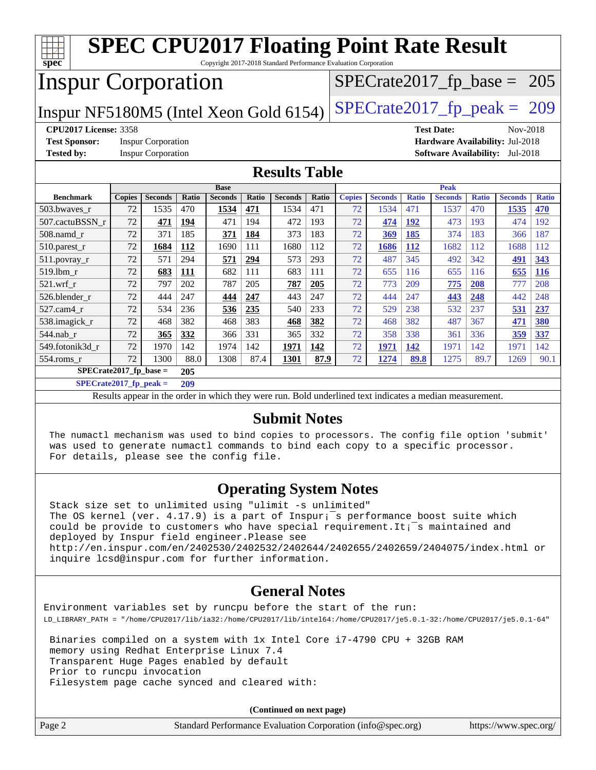# SPEC CPU2017 Floating Point Rate Result

Copyright 2017-2018 Standard Performance Evaluation Corporation

## Inspur Corporation

Inspur NF5180M5 (Intel Xeon Gold 6154)

SPECrate2017_fp_base = 205

SPECrate2017_fp_peak = 209

**CPU2017 License:** 3358
**Test Sponsor:** Inspur Corporation
**Tested by:** Inspur Corporation
**Test Date:** Nov-2018
**Hardware Availability:** Jul-2018
**Software Availability:** Jul-2018

## Results Table

| Benchmark | Base | | | | | | | Peak | | | | | | |
|---|---|---|---|---|---|---|---|---|---|---|---|---|---|---|
| | Copies | Seconds | Ratio | Seconds | Ratio | Seconds | Ratio | Copies | Seconds | Ratio | Seconds | Ratio | Seconds | Ratio |
| 503.bwaves_r | 72 | 1535 | 470 | **1534** | **471** | 1534 | 471 | 72 | 1534 | 471 | 1537 | 470 | **1535** | **470** |
| 507.cactuBSSN_r | 72 | **471** | **194** | 471 | 194 | 472 | 193 | 72 | **474** | **192** | 473 | 193 | 474 | 192 |
| 508.namd_r | 72 | 371 | 185 | **371** | **184** | 373 | 183 | 72 | **369** | **185** | 374 | 183 | 366 | 187 |
| 510.parest_r | 72 | **1684** | **112** | 1690 | 111 | 1680 | 112 | 72 | **1686** | **112** | 1682 | 112 | 1688 | 112 |
| 511.povray_r | 72 | 571 | 294 | **571** | **294** | 573 | 293 | 72 | 487 | 345 | 492 | 342 | **491** | **343** |
| 519.lbm_r | 72 | **683** | **111** | 682 | 111 | 683 | 111 | 72 | 655 | 116 | 655 | 116 | **655** | **116** |
| 521.wrf_r | 72 | 797 | 202 | 787 | 205 | **787** | **205** | 72 | 773 | 209 | **775** | **208** | 777 | 208 |
| 526.blender_r | 72 | 444 | 247 | **444** | **247** | 443 | 247 | 72 | 444 | 247 | **443** | **248** | 442 | 248 |
| 527.cam4_r | 72 | 534 | 236 | **536** | **235** | 540 | 233 | 72 | 529 | 238 | 532 | 237 | **531** | **237** |
| 538.imagick_r | 72 | 468 | 382 | 468 | 383 | **468** | **382** | 72 | 468 | 382 | 487 | 367 | **471** | **380** |
| 544.nab_r | 72 | **365** | **332** | 366 | 331 | 365 | 332 | 72 | 358 | 338 | 361 | 336 | **359** | **337** |
| 549.fotonik3d_r | 72 | 1970 | 142 | 1974 | 142 | **1971** | **142** | 72 | **1971** | **142** | 1971 | 142 | 1971 | 142 |
| 554.roms_r | 72 | 1300 | 88.0 | 1308 | 87.4 | **1301** | **87.9** | 72 | **1274** | **89.8** | 1275 | 89.7 | 1269 | 90.1 |

**SPECrate2017_fp_base = 205**

**SPECrate2017_fp_peak = 209**

Results appear in the order in which they were run. Bold underlined text indicates a median measurement.

## Submit Notes

```
The numactl mechanism was used to bind copies to processors. The config file option 'submit'
was used to generate numactl commands to bind each copy to a specific processor.
For details, please see the config file.
```

## Operating System Notes

```
Stack size set to unlimited using "ulimit -s unlimited"
The OS kernel (ver. 4.17.9) is a part of Inspur¡¯s performance_boost suite which
could be provide to customers who have special requirement.It¡¯s maintained and
deployed by Inspur field engineer.Please see
http://en.inspur.com/en/2402530/2402532/2402644/2402655/2402659/2404075/index.html or
inquire lcsd@inspur.com for further information.
```

## General Notes

```
Environment variables set by runcpu before the start of the run:
LD_LIBRARY_PATH = "/home/CPU2017/lib/ia32:/home/CPU2017/lib/intel64:/home/CPU2017/je5.0.1-32:/home/CPU2017/je5.0.1-64"

 Binaries compiled on a system with 1x Intel Core i7-4790 CPU + 32GB RAM
 memory using Redhat Enterprise Linux 7.4
 Transparent Huge Pages enabled by default
 Prior to runcpu invocation
 Filesystem page cache synced and cleared with:
```

**(Continued on next page)**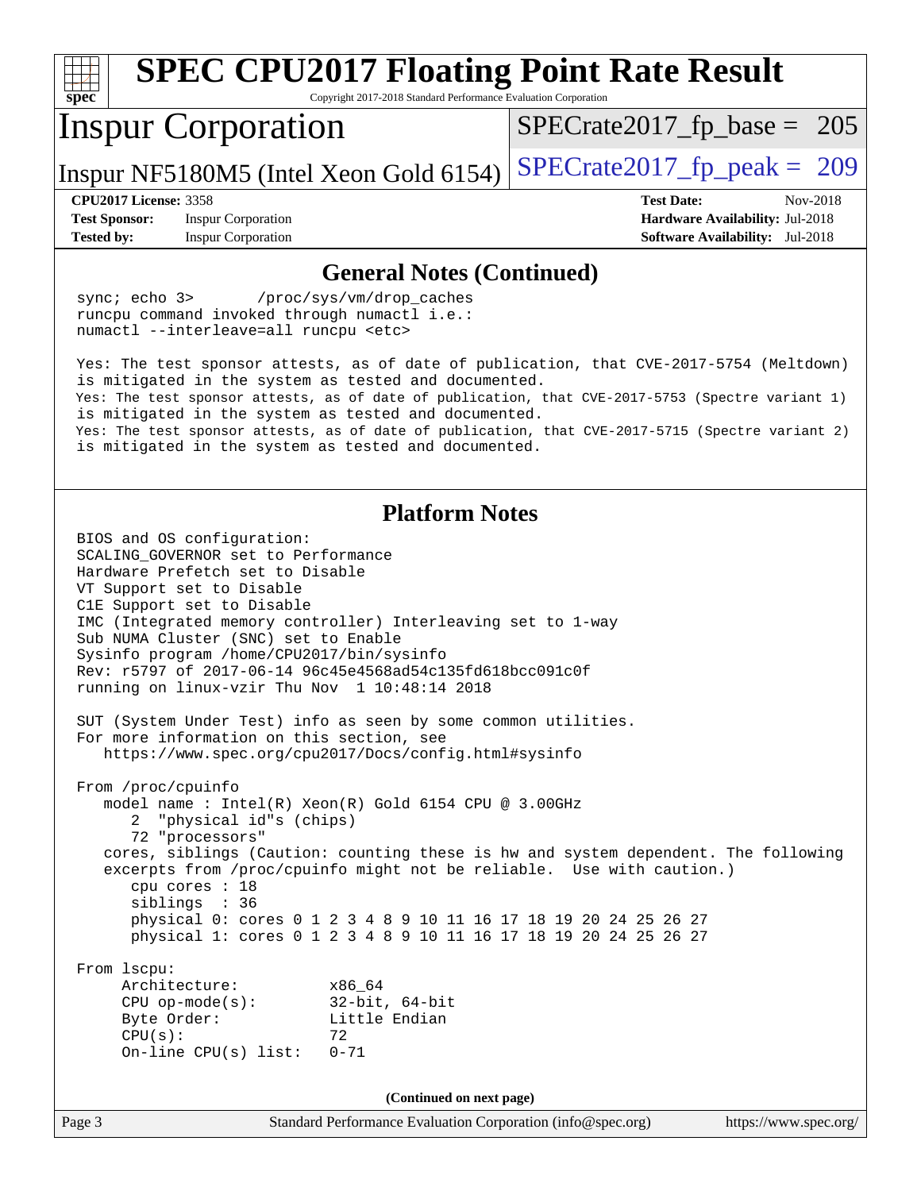## General Notes (Continued)

```
sync; echo 3>       /proc/sys/vm/drop_caches
runcpu command invoked through numactl i.e.:
numactl --interleave=all runcpu <etc>

Yes: The test sponsor attests, as of date of publication, that CVE-2017-5754 (Meltdown)
is mitigated in the system as tested and documented.
Yes: The test sponsor attests, as of date of publication, that CVE-2017-5753 (Spectre variant 1)
is mitigated in the system as tested and documented.
Yes: The test sponsor attests, as of date of publication, that CVE-2017-5715 (Spectre variant 2)
is mitigated in the system as tested and documented.
```

## Platform Notes

```
BIOS and OS configuration:
SCALING_GOVERNOR set to Performance
Hardware Prefetch set to Disable
VT Support set to Disable
C1E Support set to Disable
IMC (Integrated memory controller) Interleaving set to 1-way
Sub NUMA Cluster (SNC) set to Enable
Sysinfo program /home/CPU2017/bin/sysinfo
Rev: r5797 of 2017-06-14 96c45e4568ad54c135fd618bcc091c0f
running on linux-vzir Thu Nov  1 10:48:14 2018

SUT (System Under Test) info as seen by some common utilities.
For more information on this section, see
   https://www.spec.org/cpu2017/Docs/config.html#sysinfo

From /proc/cpuinfo
   model name : Intel(R) Xeon(R) Gold 6154 CPU @ 3.00GHz
      2  "physical id"s (chips)
      72 "processors"
   cores, siblings (Caution: counting these is hw and system dependent. The following
   excerpts from /proc/cpuinfo might not be reliable.  Use with caution.)
      cpu cores : 18
      siblings  : 36
      physical 0: cores 0 1 2 3 4 8 9 10 11 16 17 18 19 20 24 25 26 27
      physical 1: cores 0 1 2 3 4 8 9 10 11 16 17 18 19 20 24 25 26 27

From lscpu:
     Architecture:          x86_64
     CPU op-mode(s):        32-bit, 64-bit
     Byte Order:            Little Endian
     CPU(s):                72
     On-line CPU(s) list:   0-71
```

(Continued on next page)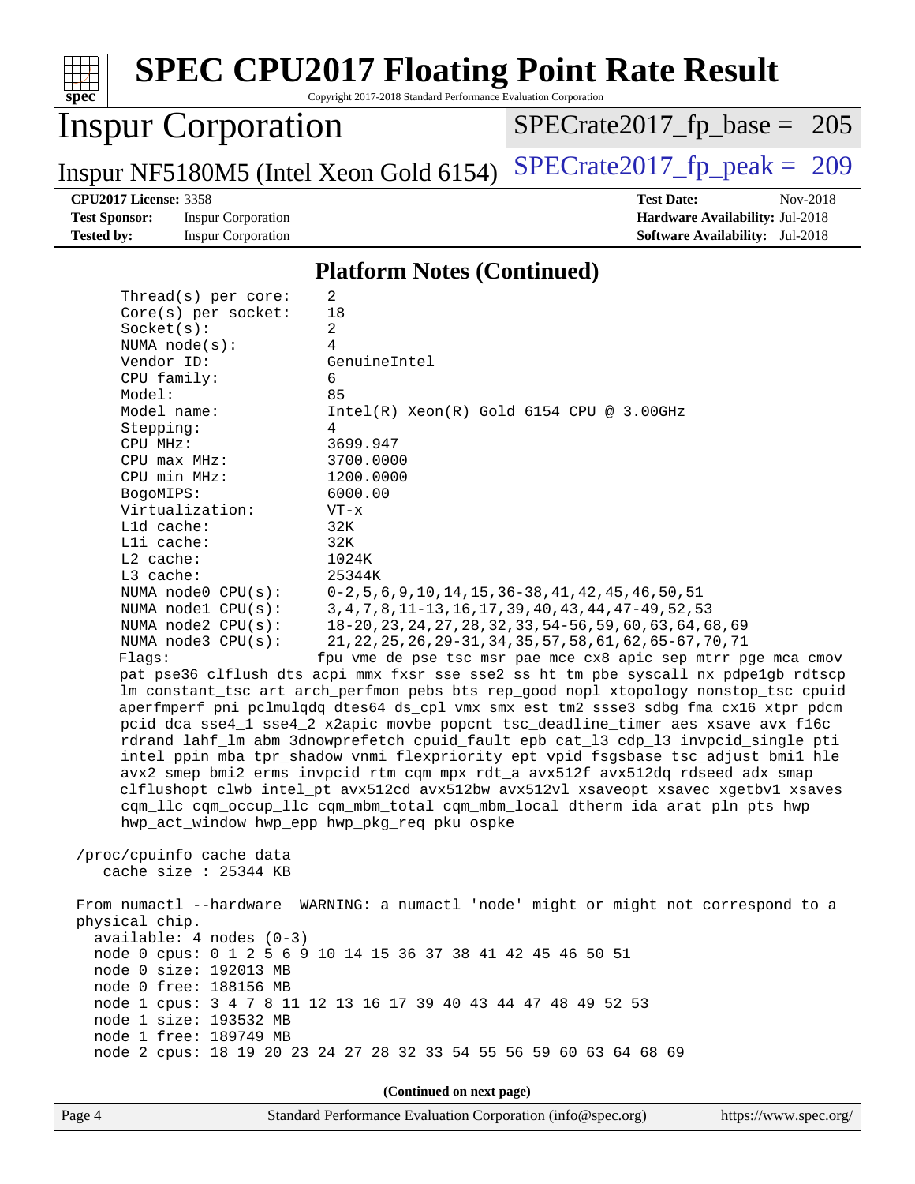## Platform Notes (Continued)

```
     Thread(s) per core:    2
     Core(s) per socket:    18
     Socket(s):             2
     NUMA node(s):          4
     Vendor ID:             GenuineIntel
     CPU family:            6
     Model:                 85
     Model name:            Intel(R) Xeon(R) Gold 6154 CPU @ 3.00GHz
     Stepping:              4
     CPU MHz:               3699.947
     CPU max MHz:           3700.0000
     CPU min MHz:           1200.0000
     BogoMIPS:              6000.00
     Virtualization:        VT-x
     L1d cache:             32K
     L1i cache:             32K
     L2 cache:              1024K
     L3 cache:              25344K
     NUMA node0 CPU(s):     0-2,5,6,9,10,14,15,36-38,41,42,45,46,50,51
     NUMA node1 CPU(s):     3,4,7,8,11-13,16,17,39,40,43,44,47-49,52,53
     NUMA node2 CPU(s):     18-20,23,24,27,28,32,33,54-56,59,60,63,64,68,69
     NUMA node3 CPU(s):     21,22,25,26,29-31,34,35,57,58,61,62,65-67,70,71
     Flags:                 fpu vme de pse tsc msr pae mce cx8 apic sep mtrr pge mca cmov
     pat pse36 clflush dts acpi mmx fxsr sse sse2 ss ht tm pbe syscall nx pdpe1gb rdtscp
     lm constant_tsc art arch_perfmon pebs bts rep_good nopl xtopology nonstop_tsc cpuid
     aperfmperf pni pclmulqdq dtes64 ds_cpl vmx smx est tm2 ssse3 sdbg fma cx16 xtpr pdcm
     pcid dca sse4_1 sse4_2 x2apic movbe popcnt tsc_deadline_timer aes xsave avx f16c
     rdrand lahf_lm abm 3dnowprefetch cpuid_fault epb cat_l3 cdp_l3 invpcid_single pti
     intel_ppin mba tpr_shadow vnmi flexpriority ept vpid fsgsbase tsc_adjust bmi1 hle
     avx2 smep bmi2 erms invpcid rtm cqm mpx rdt_a avx512f avx512dq rdseed adx smap
     clflushopt clwb intel_pt avx512cd avx512bw avx512vl xsaveopt xsavec xgetbv1 xsaves
     cqm_llc cqm_occup_llc cqm_mbm_total cqm_mbm_local dtherm ida arat pln pts hwp
     hwp_act_window hwp_epp hwp_pkg_req pku ospke

 /proc/cpuinfo cache data
    cache size : 25344 KB

 From numactl --hardware  WARNING: a numactl 'node' might or might not correspond to a
 physical chip.
   available: 4 nodes (0-3)
   node 0 cpus: 0 1 2 5 6 9 10 14 15 36 37 38 41 42 45 46 50 51
   node 0 size: 192013 MB
   node 0 free: 188156 MB
   node 1 cpus: 3 4 7 8 11 12 13 16 17 39 40 43 44 47 48 49 52 53
   node 1 size: 193532 MB
   node 1 free: 189749 MB
   node 2 cpus: 18 19 20 23 24 27 28 32 33 54 55 56 59 60 63 64 68 69
```

(Continued on next page)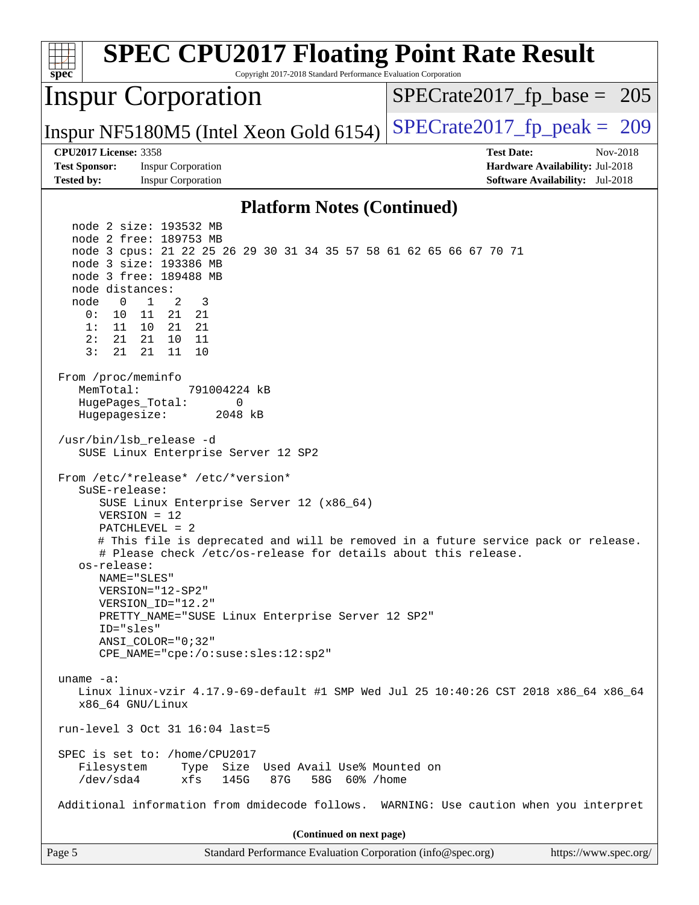## Platform Notes (Continued)

```
  node 2 size: 193532 MB
  node 2 free: 189753 MB
  node 3 cpus: 21 22 25 26 29 30 31 34 35 57 58 61 62 65 66 67 70 71
  node 3 size: 193386 MB
  node 3 free: 189488 MB
  node distances:
  node   0   1   2   3
    0:  10  11  21  21
    1:  11  10  21  21
    2:  21  21  10  11
    3:  21  21  11  10

From /proc/meminfo
   MemTotal:       791004224 kB
   HugePages_Total:       0
   Hugepagesize:       2048 kB

/usr/bin/lsb_release -d
   SUSE Linux Enterprise Server 12 SP2

From /etc/*release* /etc/*version*
   SuSE-release:
      SUSE Linux Enterprise Server 12 (x86_64)
      VERSION = 12
      PATCHLEVEL = 2
      # This file is deprecated and will be removed in a future service pack or release.
      # Please check /etc/os-release for details about this release.
   os-release:
      NAME="SLES"
      VERSION="12-SP2"
      VERSION_ID="12.2"
      PRETTY_NAME="SUSE Linux Enterprise Server 12 SP2"
      ID="sles"
      ANSI_COLOR="0;32"
      CPE_NAME="cpe:/o:suse:sles:12:sp2"

uname -a:
   Linux linux-vzir 4.17.9-69-default #1 SMP Wed Jul 25 10:40:26 CST 2018 x86_64 x86_64
   x86_64 GNU/Linux

run-level 3 Oct 31 16:04 last=5

SPEC is set to: /home/CPU2017
   Filesystem     Type  Size  Used Avail Use% Mounted on
   /dev/sda4      xfs   145G   87G   58G  60% /home

Additional information from dmidecode follows.  WARNING: Use caution when you interpret
```

(Continued on next page)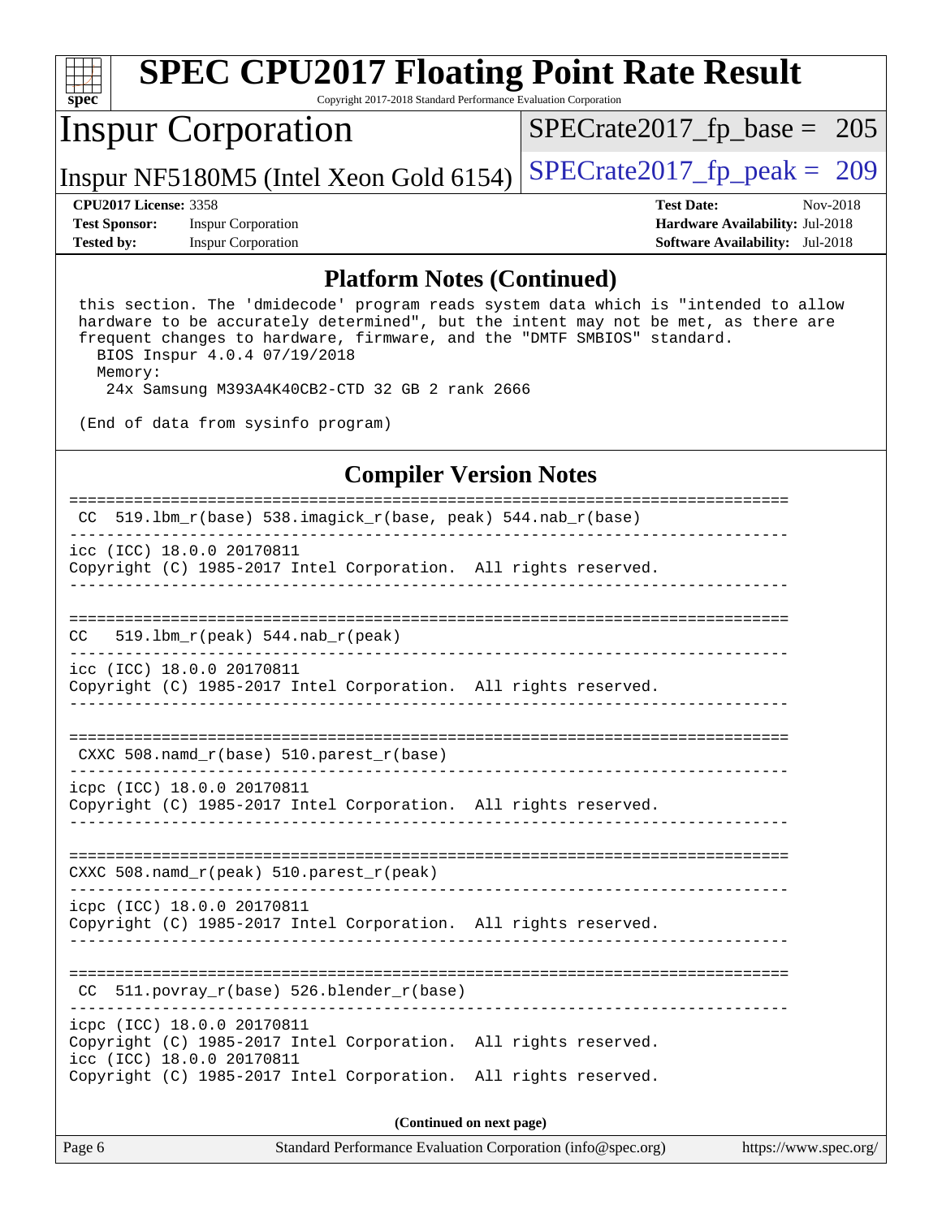## Platform Notes (Continued)

```
 this section. The 'dmidecode' program reads system data which is "intended to allow
 hardware to be accurately determined", but the intent may not be met, as there are
 frequent changes to hardware, firmware, and the "DMTF SMBIOS" standard.
   BIOS Inspur 4.0.4 07/19/2018
   Memory:
    24x Samsung M393A4K40CB2-CTD 32 GB 2 rank 2666

 (End of data from sysinfo program)
```

## Compiler Version Notes

```
==============================================================================
 CC  519.lbm_r(base) 538.imagick_r(base, peak) 544.nab_r(base)
------------------------------------------------------------------------------
icc (ICC) 18.0.0 20170811
Copyright (C) 1985-2017 Intel Corporation.  All rights reserved.
------------------------------------------------------------------------------

==============================================================================
CC   519.lbm_r(peak) 544.nab_r(peak)
------------------------------------------------------------------------------
icc (ICC) 18.0.0 20170811
Copyright (C) 1985-2017 Intel Corporation.  All rights reserved.
------------------------------------------------------------------------------

==============================================================================
 CXXC 508.namd_r(base) 510.parest_r(base)
------------------------------------------------------------------------------
icpc (ICC) 18.0.0 20170811
Copyright (C) 1985-2017 Intel Corporation.  All rights reserved.
------------------------------------------------------------------------------

==============================================================================
CXXC 508.namd_r(peak) 510.parest_r(peak)
------------------------------------------------------------------------------
icpc (ICC) 18.0.0 20170811
Copyright (C) 1985-2017 Intel Corporation.  All rights reserved.
------------------------------------------------------------------------------

==============================================================================
 CC  511.povray_r(base) 526.blender_r(base)
------------------------------------------------------------------------------
icpc (ICC) 18.0.0 20170811
Copyright (C) 1985-2017 Intel Corporation.  All rights reserved.
icc (ICC) 18.0.0 20170811
Copyright (C) 1985-2017 Intel Corporation.  All rights reserved.
```

(Continued on next page)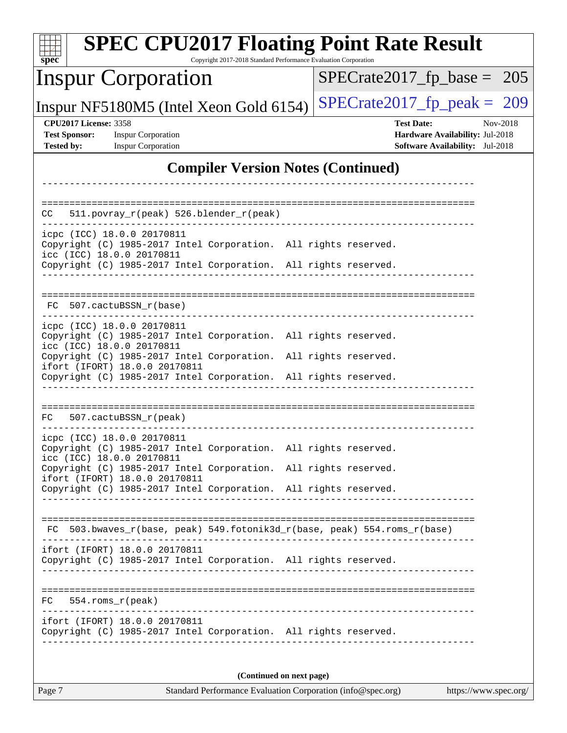## Compiler Version Notes (Continued)

```
------------------------------------------------------------------------------

==============================================================================
CC   511.povray_r(peak) 526.blender_r(peak)
------------------------------------------------------------------------------
icpc (ICC) 18.0.0 20170811
Copyright (C) 1985-2017 Intel Corporation.  All rights reserved.
icc (ICC) 18.0.0 20170811
Copyright (C) 1985-2017 Intel Corporation.  All rights reserved.
------------------------------------------------------------------------------

==============================================================================
 FC  507.cactuBSSN_r(base)
------------------------------------------------------------------------------
icpc (ICC) 18.0.0 20170811
Copyright (C) 1985-2017 Intel Corporation.  All rights reserved.
icc (ICC) 18.0.0 20170811
Copyright (C) 1985-2017 Intel Corporation.  All rights reserved.
ifort (IFORT) 18.0.0 20170811
Copyright (C) 1985-2017 Intel Corporation.  All rights reserved.
------------------------------------------------------------------------------

==============================================================================
FC   507.cactuBSSN_r(peak)
------------------------------------------------------------------------------
icpc (ICC) 18.0.0 20170811
Copyright (C) 1985-2017 Intel Corporation.  All rights reserved.
icc (ICC) 18.0.0 20170811
Copyright (C) 1985-2017 Intel Corporation.  All rights reserved.
ifort (IFORT) 18.0.0 20170811
Copyright (C) 1985-2017 Intel Corporation.  All rights reserved.
------------------------------------------------------------------------------

==============================================================================
 FC  503.bwaves_r(base, peak) 549.fotonik3d_r(base, peak) 554.roms_r(base)
------------------------------------------------------------------------------
ifort (IFORT) 18.0.0 20170811
Copyright (C) 1985-2017 Intel Corporation.  All rights reserved.
------------------------------------------------------------------------------

==============================================================================
FC   554.roms_r(peak)
------------------------------------------------------------------------------
ifort (IFORT) 18.0.0 20170811
Copyright (C) 1985-2017 Intel Corporation.  All rights reserved.
------------------------------------------------------------------------------
```

**(Continued on next page)**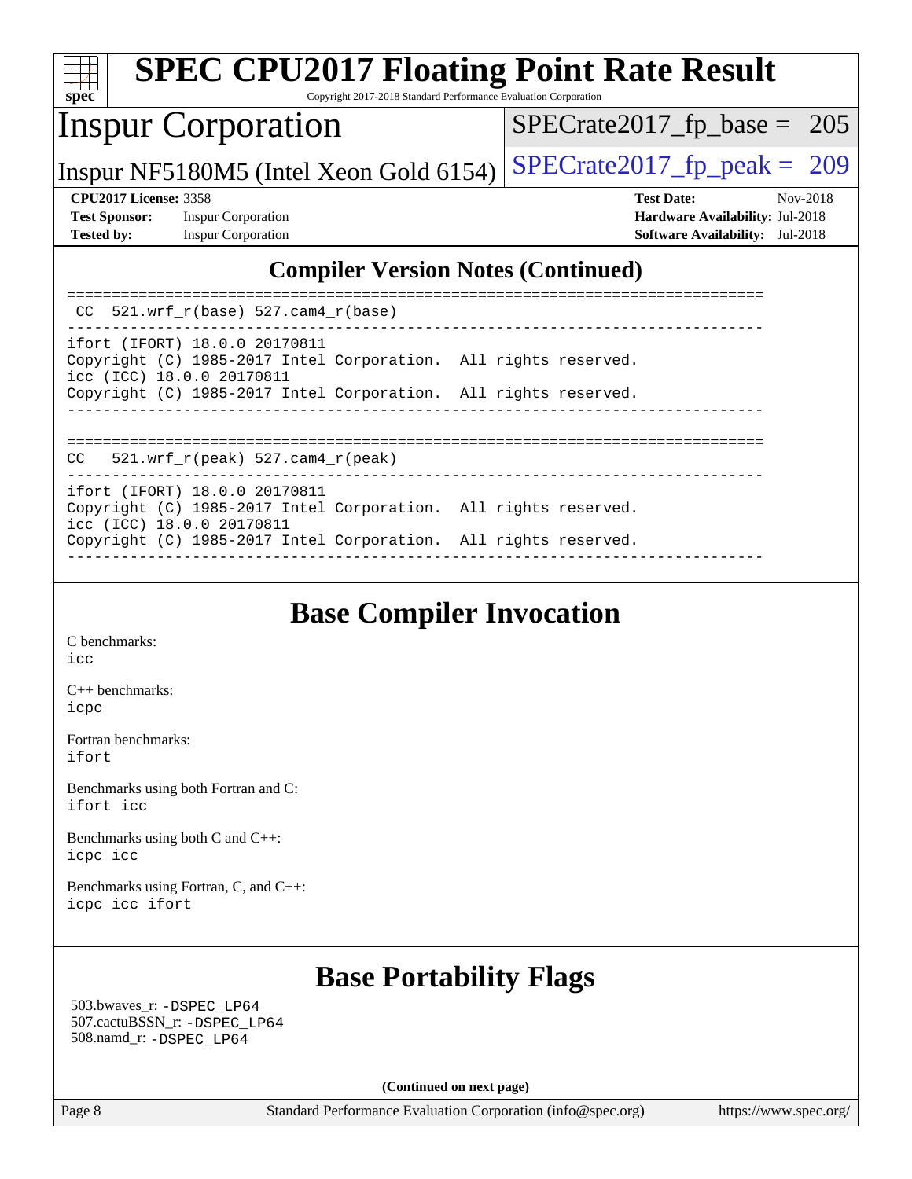## Compiler Version Notes (Continued)

```
==============================================================================
 CC  521.wrf_r(base) 527.cam4_r(base)
------------------------------------------------------------------------------
ifort (IFORT) 18.0.0 20170811
Copyright (C) 1985-2017 Intel Corporation.  All rights reserved.
icc (ICC) 18.0.0 20170811
Copyright (C) 1985-2017 Intel Corporation.  All rights reserved.
------------------------------------------------------------------------------

==============================================================================
CC   521.wrf_r(peak) 527.cam4_r(peak)
------------------------------------------------------------------------------
ifort (IFORT) 18.0.0 20170811
Copyright (C) 1985-2017 Intel Corporation.  All rights reserved.
icc (ICC) 18.0.0 20170811
Copyright (C) 1985-2017 Intel Corporation.  All rights reserved.
------------------------------------------------------------------------------
```

## Base Compiler Invocation

C benchmarks:
icc

C++ benchmarks:
icpc

Fortran benchmarks:
ifort

Benchmarks using both Fortran and C:
ifort icc

Benchmarks using both C and C++:
icpc icc

Benchmarks using Fortran, C, and C++:
icpc icc ifort

## Base Portability Flags

503.bwaves_r: -DSPEC_LP64
507.cactuBSSN_r: -DSPEC_LP64
508.namd_r: -DSPEC_LP64

(Continued on next page)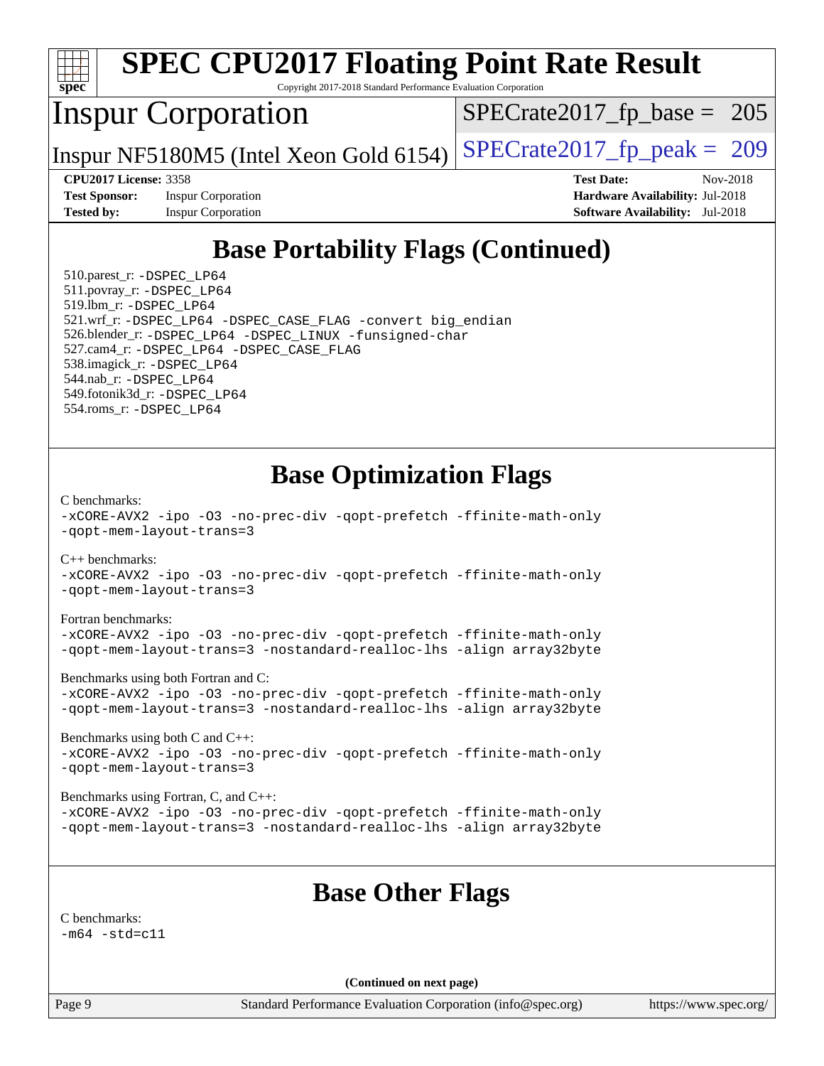# SPEC CPU2017 Floating Point Rate Result

Copyright 2017-2018 Standard Performance Evaluation Corporation

## Inspur Corporation

Inspur NF5180M5 (Intel Xeon Gold 6154)

SPECrate2017_fp_base = 205

SPECrate2017_fp_peak = 209

**CPU2017 License:** 3358
**Test Sponsor:** Inspur Corporation
**Tested by:** Inspur Corporation

**Test Date:** Nov-2018
**Hardware Availability:** Jul-2018
**Software Availability:** Jul-2018

## Base Portability Flags (Continued)

510.parest_r: -DSPEC_LP64
511.povray_r: -DSPEC_LP64
519.lbm_r: -DSPEC_LP64
521.wrf_r: -DSPEC_LP64 -DSPEC_CASE_FLAG -convert big_endian
526.blender_r: -DSPEC_LP64 -DSPEC_LINUX -funsigned-char
527.cam4_r: -DSPEC_LP64 -DSPEC_CASE_FLAG
538.imagick_r: -DSPEC_LP64
544.nab_r: -DSPEC_LP64
549.fotonik3d_r: -DSPEC_LP64
554.roms_r: -DSPEC_LP64

## Base Optimization Flags

C benchmarks:
-xCORE-AVX2 -ipo -O3 -no-prec-div -qopt-prefetch -ffinite-math-only
-qopt-mem-layout-trans=3

C++ benchmarks:
-xCORE-AVX2 -ipo -O3 -no-prec-div -qopt-prefetch -ffinite-math-only
-qopt-mem-layout-trans=3

Fortran benchmarks:
-xCORE-AVX2 -ipo -O3 -no-prec-div -qopt-prefetch -ffinite-math-only
-qopt-mem-layout-trans=3 -nostandard-realloc-lhs -align array32byte

Benchmarks using both Fortran and C:
-xCORE-AVX2 -ipo -O3 -no-prec-div -qopt-prefetch -ffinite-math-only
-qopt-mem-layout-trans=3 -nostandard-realloc-lhs -align array32byte

Benchmarks using both C and C++:
-xCORE-AVX2 -ipo -O3 -no-prec-div -qopt-prefetch -ffinite-math-only
-qopt-mem-layout-trans=3

Benchmarks using Fortran, C, and C++:
-xCORE-AVX2 -ipo -O3 -no-prec-div -qopt-prefetch -ffinite-math-only
-qopt-mem-layout-trans=3 -nostandard-realloc-lhs -align array32byte

## Base Other Flags

C benchmarks:
-m64 -std=c11

**(Continued on next page)**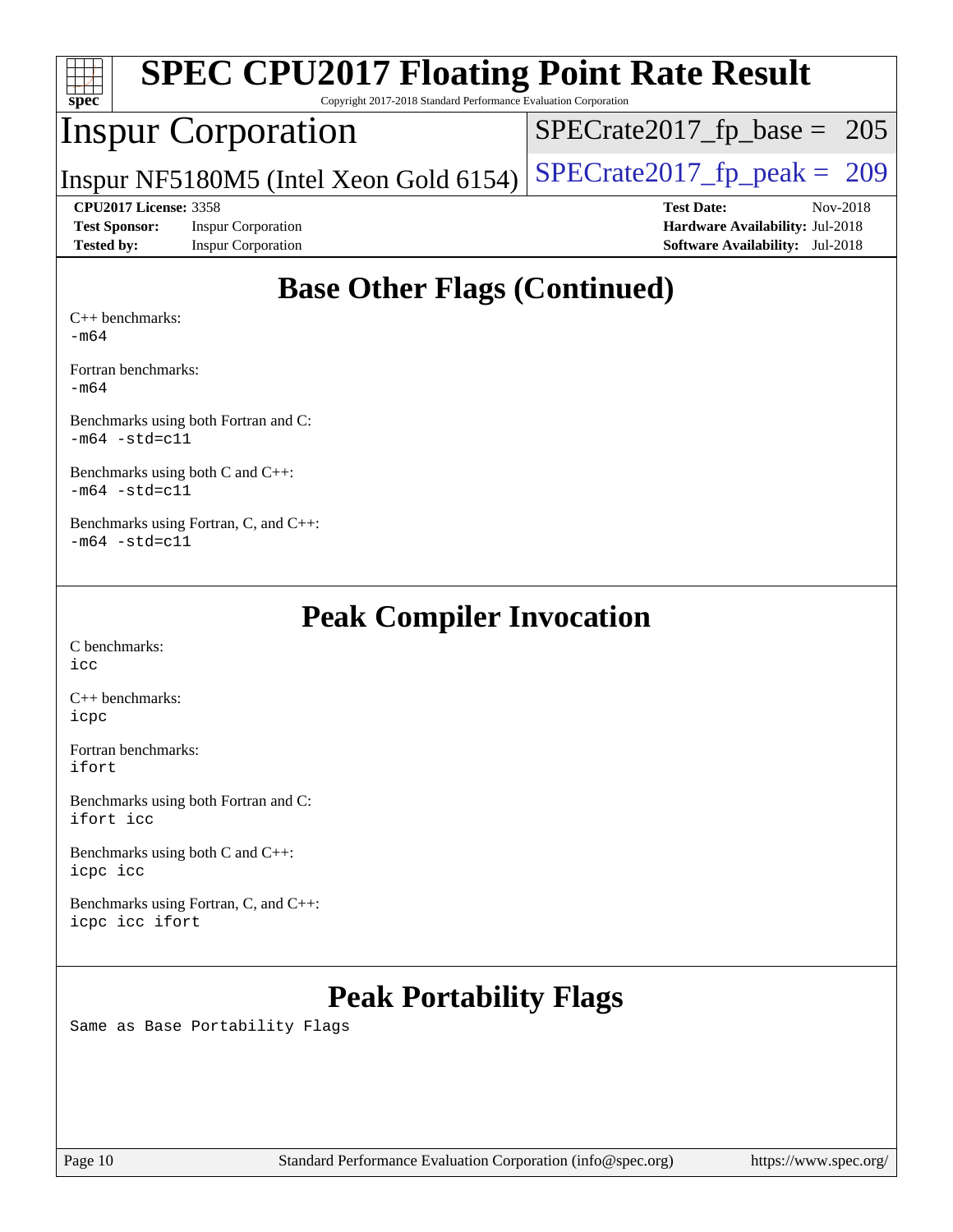# SPEC CPU2017 Floating Point Rate Result

Copyright 2017-2018 Standard Performance Evaluation Corporation

## Inspur Corporation

Inspur NF5180M5 (Intel Xeon Gold 6154)

SPECrate2017_fp_base = 205

SPECrate2017_fp_peak = 209

**CPU2017 License:** 3358
**Test Sponsor:** Inspur Corporation
**Tested by:** Inspur Corporation

**Test Date:** Nov-2018
**Hardware Availability:** Jul-2018
**Software Availability:** Jul-2018

## Base Other Flags (Continued)

C++ benchmarks:
`-m64`

Fortran benchmarks:
`-m64`

Benchmarks using both Fortran and C:
`-m64 -std=c11`

Benchmarks using both C and C++:
`-m64 -std=c11`

Benchmarks using Fortran, C, and C++:
`-m64 -std=c11`

## Peak Compiler Invocation

C benchmarks:
`icc`

C++ benchmarks:
`icpc`

Fortran benchmarks:
`ifort`

Benchmarks using both Fortran and C:
`ifort icc`

Benchmarks using both C and C++:
`icpc icc`

Benchmarks using Fortran, C, and C++:
`icpc icc ifort`

## Peak Portability Flags

Same as Base Portability Flags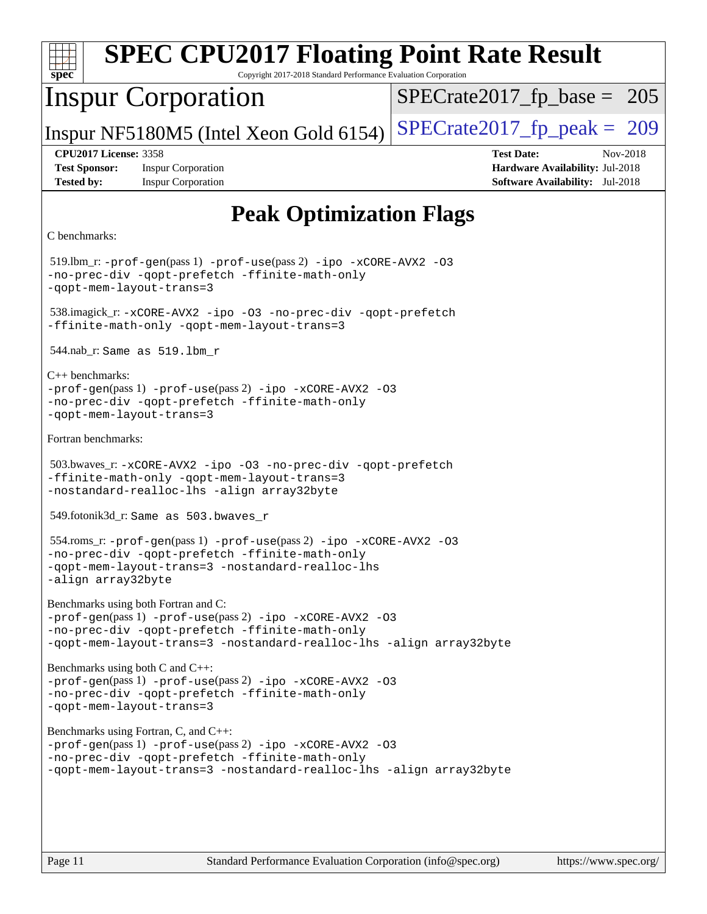# SPEC CPU2017 Floating Point Rate Result

Copyright 2017-2018 Standard Performance Evaluation Corporation

# Inspur Corporation

Inspur NF5180M5 (Intel Xeon Gold 6154)

SPECrate2017_fp_base = 205

SPECrate2017_fp_peak = 209

**CPU2017 License:** 3358
**Test Sponsor:** Inspur Corporation
**Tested by:** Inspur Corporation

**Test Date:** Nov-2018
**Hardware Availability:** Jul-2018
**Software Availability:** Jul-2018

## Peak Optimization Flags

C benchmarks:

519.lbm_r: `-prof-gen`(pass 1) `-prof-use`(pass 2) `-ipo -xCORE-AVX2 -O3 -no-prec-div -qopt-prefetch -ffinite-math-only -qopt-mem-layout-trans=3`

538.imagick_r: `-xCORE-AVX2 -ipo -O3 -no-prec-div -qopt-prefetch -ffinite-math-only -qopt-mem-layout-trans=3`

544.nab_r: `Same as 519.lbm_r`

C++ benchmarks:
`-prof-gen`(pass 1) `-prof-use`(pass 2) `-ipo -xCORE-AVX2 -O3 -no-prec-div -qopt-prefetch -ffinite-math-only -qopt-mem-layout-trans=3`

Fortran benchmarks:

503.bwaves_r: `-xCORE-AVX2 -ipo -O3 -no-prec-div -qopt-prefetch -ffinite-math-only -qopt-mem-layout-trans=3 -nostandard-realloc-lhs -align array32byte`

549.fotonik3d_r: `Same as 503.bwaves_r`

554.roms_r: `-prof-gen`(pass 1) `-prof-use`(pass 2) `-ipo -xCORE-AVX2 -O3 -no-prec-div -qopt-prefetch -ffinite-math-only -qopt-mem-layout-trans=3 -nostandard-realloc-lhs -align array32byte`

Benchmarks using both Fortran and C:
`-prof-gen`(pass 1) `-prof-use`(pass 2) `-ipo -xCORE-AVX2 -O3 -no-prec-div -qopt-prefetch -ffinite-math-only -qopt-mem-layout-trans=3 -nostandard-realloc-lhs -align array32byte`

Benchmarks using both C and C++:
`-prof-gen`(pass 1) `-prof-use`(pass 2) `-ipo -xCORE-AVX2 -O3 -no-prec-div -qopt-prefetch -ffinite-math-only -qopt-mem-layout-trans=3`

Benchmarks using Fortran, C, and C++:
`-prof-gen`(pass 1) `-prof-use`(pass 2) `-ipo -xCORE-AVX2 -O3 -no-prec-div -qopt-prefetch -ffinite-math-only -qopt-mem-layout-trans=3 -nostandard-realloc-lhs -align array32byte`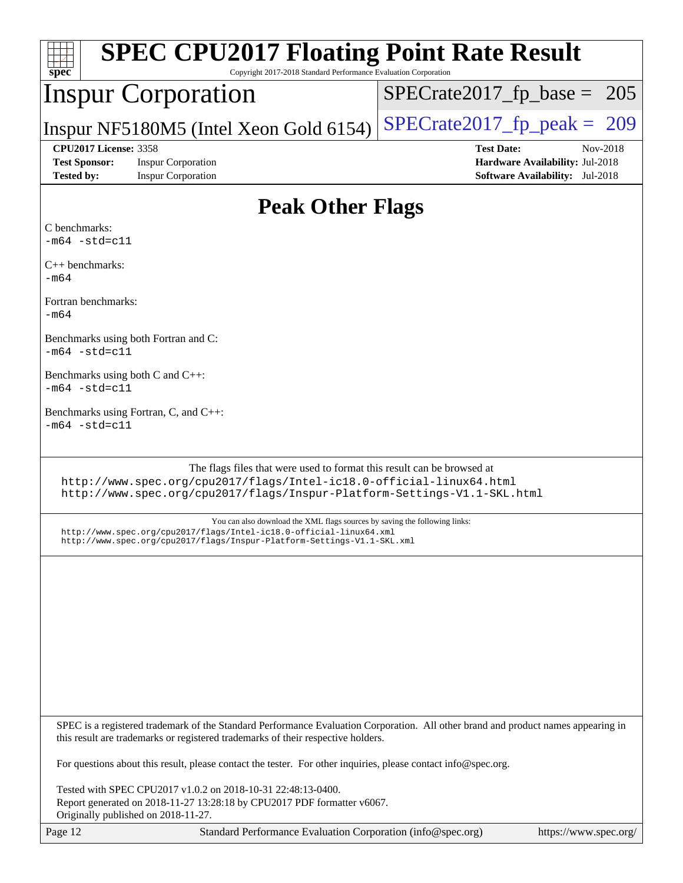# Peak Other Flags

C benchmarks:
-m64 -std=c11

C++ benchmarks:
-m64

Fortran benchmarks:
-m64

Benchmarks using both Fortran and C:
-m64 -std=c11

Benchmarks using both C and C++:
-m64 -std=c11

Benchmarks using Fortran, C, and C++:
-m64 -std=c11

The flags files that were used to format this result can be browsed at
http://www.spec.org/cpu2017/flags/Intel-ic18.0-official-linux64.html
http://www.spec.org/cpu2017/flags/Inspur-Platform-Settings-V1.1-SKL.html

You can also download the XML flags sources by saving the following links:
http://www.spec.org/cpu2017/flags/Intel-ic18.0-official-linux64.xml
http://www.spec.org/cpu2017/flags/Inspur-Platform-Settings-V1.1-SKL.xml

SPEC is a registered trademark of the Standard Performance Evaluation Corporation. All other brand and product names appearing in this result are trademarks or registered trademarks of their respective holders.

For questions about this result, please contact the tester. For other inquiries, please contact info@spec.org.

Tested with SPEC CPU2017 v1.0.2 on 2018-10-31 22:48:13-0400.
Report generated on 2018-11-27 13:28:18 by CPU2017 PDF formatter v6067.
Originally published on 2018-11-27.